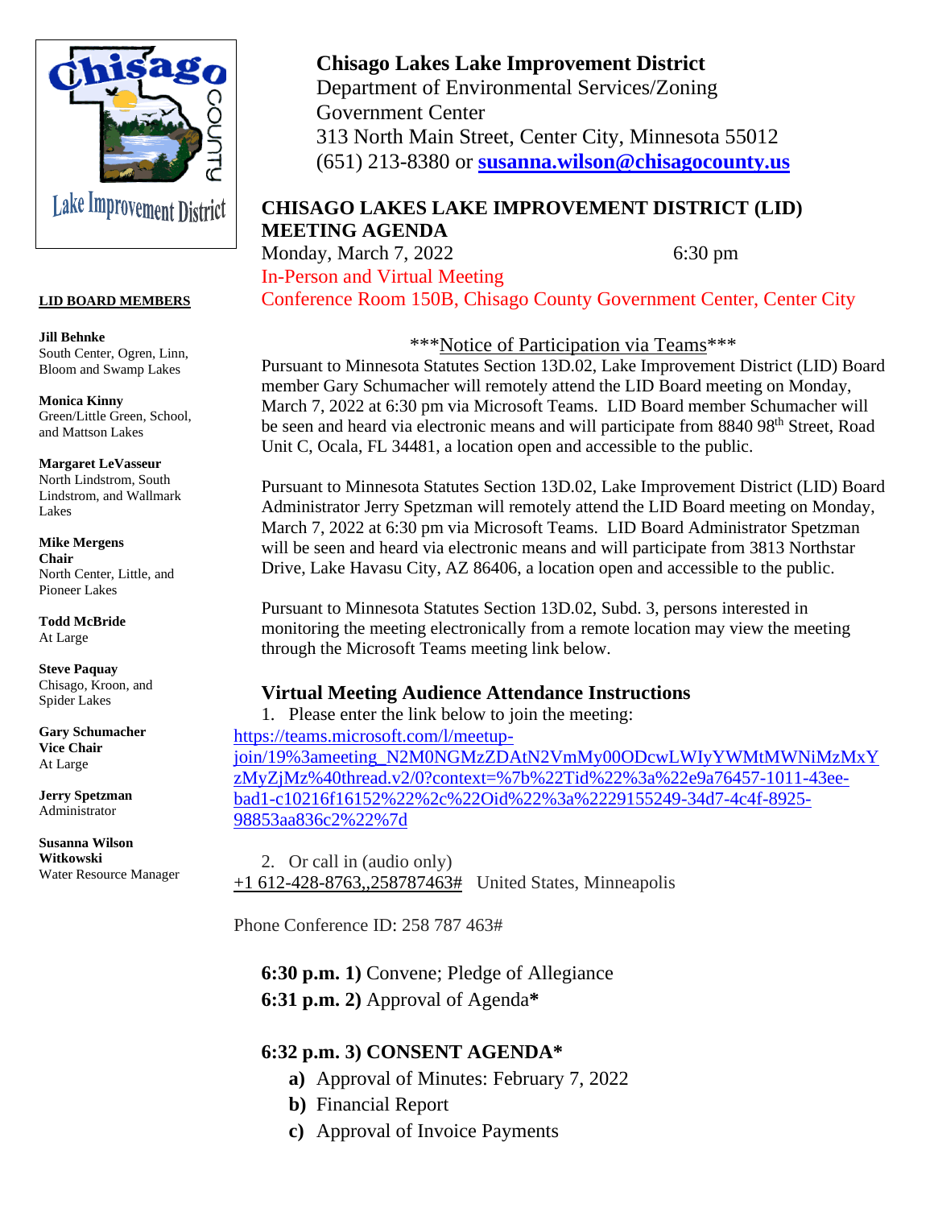**Chisago Lakes Lake Improvement District**
Department of Environmental Services/Zoning
Government Center
313 North Main Street, Center City, Minnesota 55012
(651) 213-8380 or **susanna.wilson@chisagocounty.us**

## CHISAGO LAKES LAKE IMPROVEMENT DISTRICT (LID) MEETING AGENDA

Monday, March 7, 2022 6:30 pm
In-Person and Virtual Meeting
Conference Room 150B, Chisago County Government Center, Center City

**LID BOARD MEMBERS**

**Jill Behnke**
South Center, Ogren, Linn, Bloom and Swamp Lakes

**Monica Kinny**
Green/Little Green, School, and Mattson Lakes

**Margaret LeVasseur**
North Lindstrom, South Lindstrom, and Wallmark Lakes

**Mike Mergens**
**Chair**
North Center, Little, and Pioneer Lakes

**Todd McBride**
At Large

**Steve Paquay**
Chisago, Kroon, and Spider Lakes

**Gary Schumacher**
**Vice Chair**
At Large

**Jerry Spetzman**
Administrator

**Susanna Wilson Witkowski**
Water Resource Manager

***Notice of Participation via Teams***

Pursuant to Minnesota Statutes Section 13D.02, Lake Improvement District (LID) Board member Gary Schumacher will remotely attend the LID Board meeting on Monday, March 7, 2022 at 6:30 pm via Microsoft Teams. LID Board member Schumacher will be seen and heard via electronic means and will participate from 8840 98th Street, Road Unit C, Ocala, FL 34481, a location open and accessible to the public.

Pursuant to Minnesota Statutes Section 13D.02, Lake Improvement District (LID) Board Administrator Jerry Spetzman will remotely attend the LID Board meeting on Monday, March 7, 2022 at 6:30 pm via Microsoft Teams. LID Board Administrator Spetzman will be seen and heard via electronic means and will participate from 3813 Northstar Drive, Lake Havasu City, AZ 86406, a location open and accessible to the public.

Pursuant to Minnesota Statutes Section 13D.02, Subd. 3, persons interested in monitoring the meeting electronically from a remote location may view the meeting through the Microsoft Teams meeting link below.

### Virtual Meeting Audience Attendance Instructions

1. Please enter the link below to join the meeting:

https://teams.microsoft.com/l/meetup-join/19%3ameeting_N2M0NGMzZDAtN2VmMy00ODcwLWIyYWMtMWNiMzMxYzMyZjMz%40thread.v2/0?context=%7b%22Tid%22%3a%22e9a76457-1011-43ee-bad1-c10216f16152%22%2c%22Oid%22%3a%2229155249-34d7-4c4f-8925-98853aa836c2%22%7d

2. Or call in (audio only)

+1 612-428-8763,,258787463# United States, Minneapolis

Phone Conference ID: 258 787 463#

**6:30 p.m. 1)** Convene; Pledge of Allegiance

**6:31 p.m. 2)** Approval of Agenda**\***

**6:32 p.m. 3) CONSENT AGENDA***

- **a)** Approval of Minutes: February 7, 2022
- **b)** Financial Report
- **c)** Approval of Invoice Payments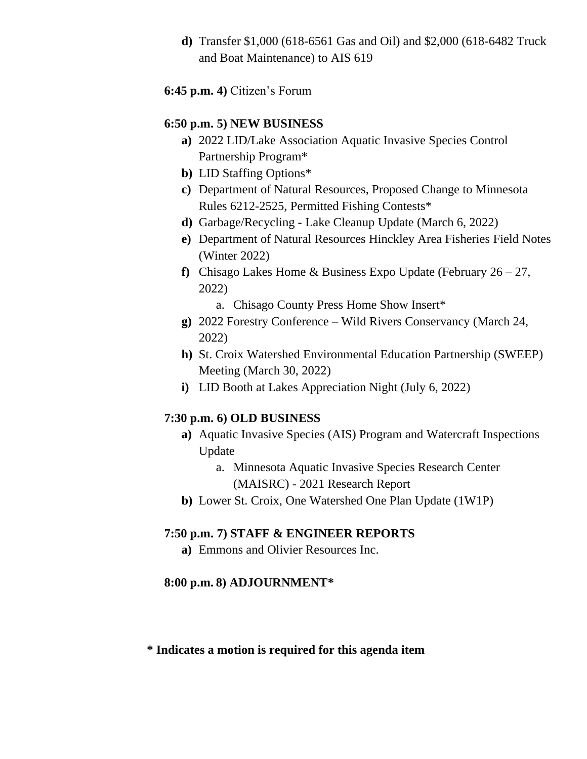- **d)** Transfer $1,000 (618-6561 Gas and Oil) and $2,000 (618-6482 Truck and Boat Maintenance) to AIS 619

**6:45 p.m. 4)** Citizen's Forum

**6:50 p.m. 5) NEW BUSINESS**

- **a)** 2022 LID/Lake Association Aquatic Invasive Species Control Partnership Program*
- **b)** LID Staffing Options*
- **c)** Department of Natural Resources, Proposed Change to Minnesota Rules 6212-2525, Permitted Fishing Contests*
- **d)** Garbage/Recycling - Lake Cleanup Update (March 6, 2022)
- **e)** Department of Natural Resources Hinckley Area Fisheries Field Notes (Winter 2022)
- **f)** Chisago Lakes Home & Business Expo Update (February 26 – 27, 2022)
  - a. Chisago County Press Home Show Insert*
- **g)** 2022 Forestry Conference – Wild Rivers Conservancy (March 24, 2022)
- **h)** St. Croix Watershed Environmental Education Partnership (SWEEP) Meeting (March 30, 2022)
- **i)** LID Booth at Lakes Appreciation Night (July 6, 2022)

**7:30 p.m. 6) OLD BUSINESS**

- **a)** Aquatic Invasive Species (AIS) Program and Watercraft Inspections Update
  - a. Minnesota Aquatic Invasive Species Research Center (MAISRC) - 2021 Research Report
- **b)** Lower St. Croix, One Watershed One Plan Update (1W1P)

**7:50 p.m. 7) STAFF & ENGINEER REPORTS**

- **a)** Emmons and Olivier Resources Inc.

**8:00 p.m. 8) ADJOURNMENT***

**\* Indicates a motion is required for this agenda item**